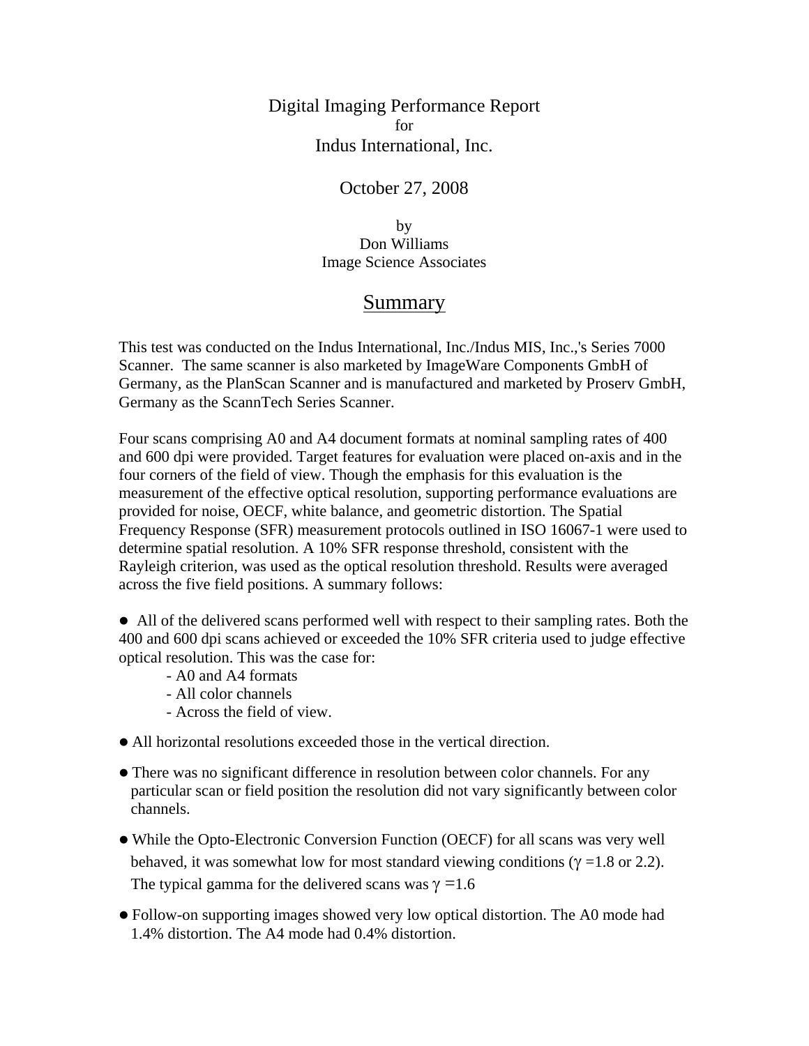Digital Imaging Performance Report
for
Indus International, Inc.

October 27, 2008

by
Don Williams
Image Science Associates

## Summary

This test was conducted on the Indus International, Inc./Indus MIS, Inc.,'s Series 7000 Scanner. The same scanner is also marketed by ImageWare Components GmbH of Germany, as the PlanScan Scanner and is manufactured and marketed by Proserv GmbH, Germany as the ScannTech Series Scanner.

Four scans comprising A0 and A4 document formats at nominal sampling rates of 400 and 600 dpi were provided. Target features for evaluation were placed on-axis and in the four corners of the field of view. Though the emphasis for this evaluation is the measurement of the effective optical resolution, supporting performance evaluations are provided for noise, OECF, white balance, and geometric distortion. The Spatial Frequency Response (SFR) measurement protocols outlined in ISO 16067-1 were used to determine spatial resolution. A 10% SFR response threshold, consistent with the Rayleigh criterion, was used as the optical resolution threshold. Results were averaged across the five field positions. A summary follows:

- All of the delivered scans performed well with respect to their sampling rates. Both the 400 and 600 dpi scans achieved or exceeded the 10% SFR criteria used to judge effective optical resolution. This was the case for:
  - A0 and A4 formats
  - All color channels
  - Across the field of view.
- All horizontal resolutions exceeded those in the vertical direction.
- There was no significant difference in resolution between color channels. For any particular scan or field position the resolution did not vary significantly between color channels.
- While the Opto-Electronic Conversion Function (OECF) for all scans was very well behaved, it was somewhat low for most standard viewing conditions ($\gamma$ =1.8 or 2.2). The typical gamma for the delivered scans was $\gamma$ =1.6
- Follow-on supporting images showed very low optical distortion. The A0 mode had 1.4% distortion. The A4 mode had 0.4% distortion.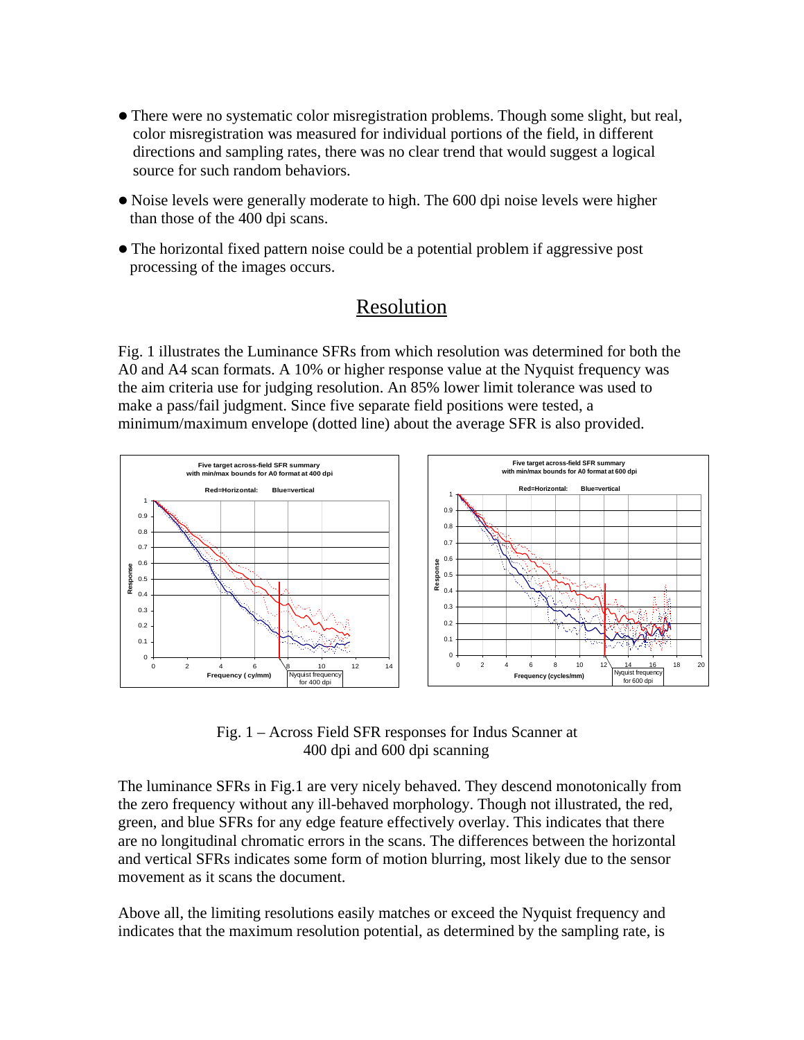- There were no systematic color misregistration problems. Though some slight, but real, color misregistration was measured for individual portions of the field, in different directions and sampling rates, there was no clear trend that would suggest a logical source for such random behaviors.

- Noise levels were generally moderate to high. The 600 dpi noise levels were higher than those of the 400 dpi scans.

- The horizontal fixed pattern noise could be a potential problem if aggressive post processing of the images occurs.

## Resolution

Fig. 1 illustrates the Luminance SFRs from which resolution was determined for both the A0 and A4 scan formats. A 10% or higher response value at the Nyquist frequency was the aim criteria use for judging resolution. An 85% lower limit tolerance was used to make a pass/fail judgment. Since five separate field positions were tested, a minimum/maximum envelope (dotted line) about the average SFR is also provided.

Fig. 1 – Across Field SFR responses for Indus Scanner at 400 dpi and 600 dpi scanning

The luminance SFRs in Fig.1 are very nicely behaved. They descend monotonically from the zero frequency without any ill-behaved morphology. Though not illustrated, the red, green, and blue SFRs for any edge feature effectively overlay. This indicates that there are no longitudinal chromatic errors in the scans. The differences between the horizontal and vertical SFRs indicates some form of motion blurring, most likely due to the sensor movement as it scans the document.

Above all, the limiting resolutions easily matches or exceed the Nyquist frequency and indicates that the maximum resolution potential, as determined by the sampling rate, is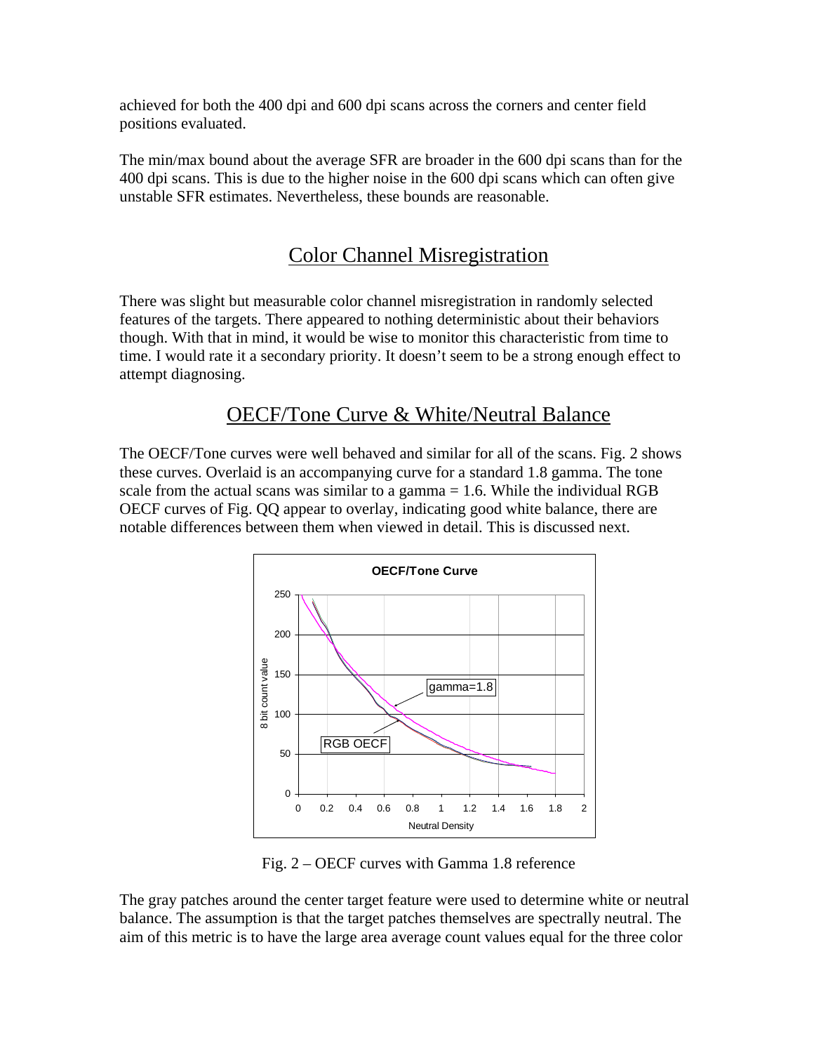achieved for both the 400 dpi and 600 dpi scans across the corners and center field positions evaluated.

The min/max bound about the average SFR are broader in the 600 dpi scans than for the 400 dpi scans. This is due to the higher noise in the 600 dpi scans which can often give unstable SFR estimates. Nevertheless, these bounds are reasonable.

## Color Channel Misregistration

There was slight but measurable color channel misregistration in randomly selected features of the targets. There appeared to nothing deterministic about their behaviors though. With that in mind, it would be wise to monitor this characteristic from time to time. I would rate it a secondary priority. It doesn't seem to be a strong enough effect to attempt diagnosing.

## OECF/Tone Curve & White/Neutral Balance

The OECF/Tone curves were well behaved and similar for all of the scans. Fig. 2 shows these curves. Overlaid is an accompanying curve for a standard 1.8 gamma. The tone scale from the actual scans was similar to a gamma = 1.6. While the individual RGB OECF curves of Fig. QQ appear to overlay, indicating good white balance, there are notable differences between them when viewed in detail. This is discussed next.

Fig. 2 – OECF curves with Gamma 1.8 reference

The gray patches around the center target feature were used to determine white or neutral balance. The assumption is that the target patches themselves are spectrally neutral. The aim of this metric is to have the large area average count values equal for the three color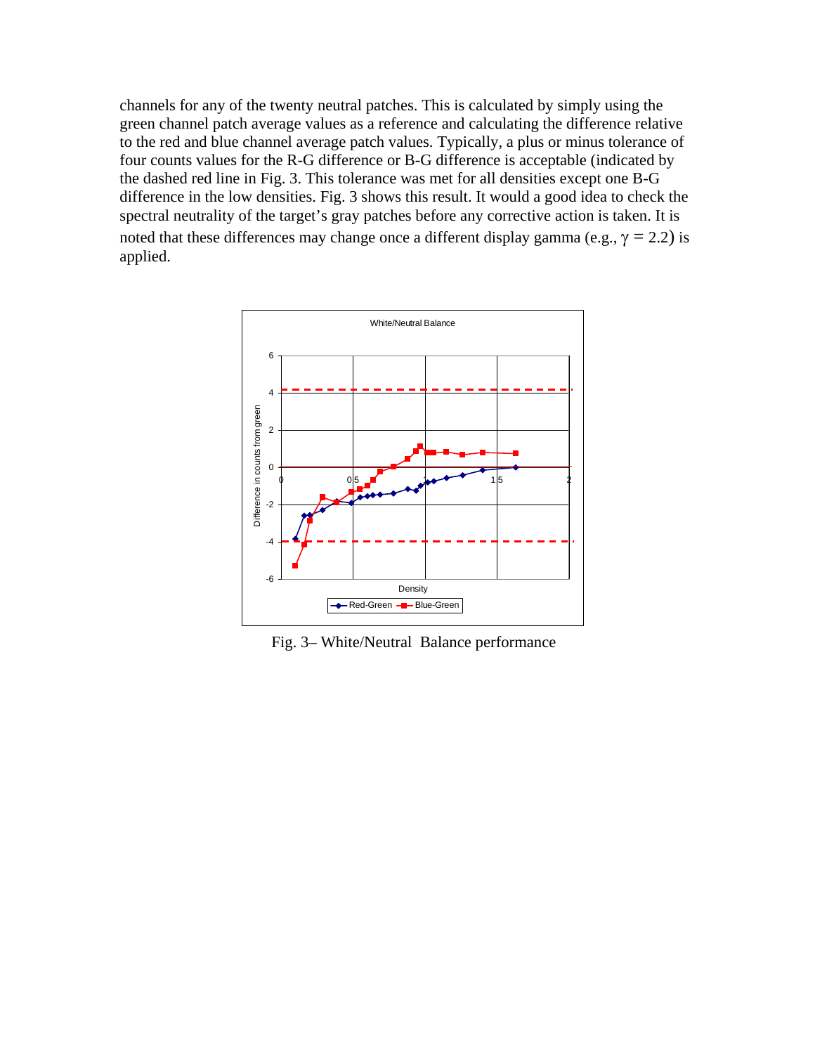channels for any of the twenty neutral patches. This is calculated by simply using the green channel patch average values as a reference and calculating the difference relative to the red and blue channel average patch values. Typically, a plus or minus tolerance of four counts values for the R-G difference or B-G difference is acceptable (indicated by the dashed red line in Fig. 3. This tolerance was met for all densities except one B-G difference in the low densities. Fig. 3 shows this result. It would a good idea to check the spectral neutrality of the target's gray patches before any corrective action is taken. It is noted that these differences may change once a different display gamma (e.g., $\gamma = 2.2$) is applied.

Fig. 3– White/Neutral Balance performance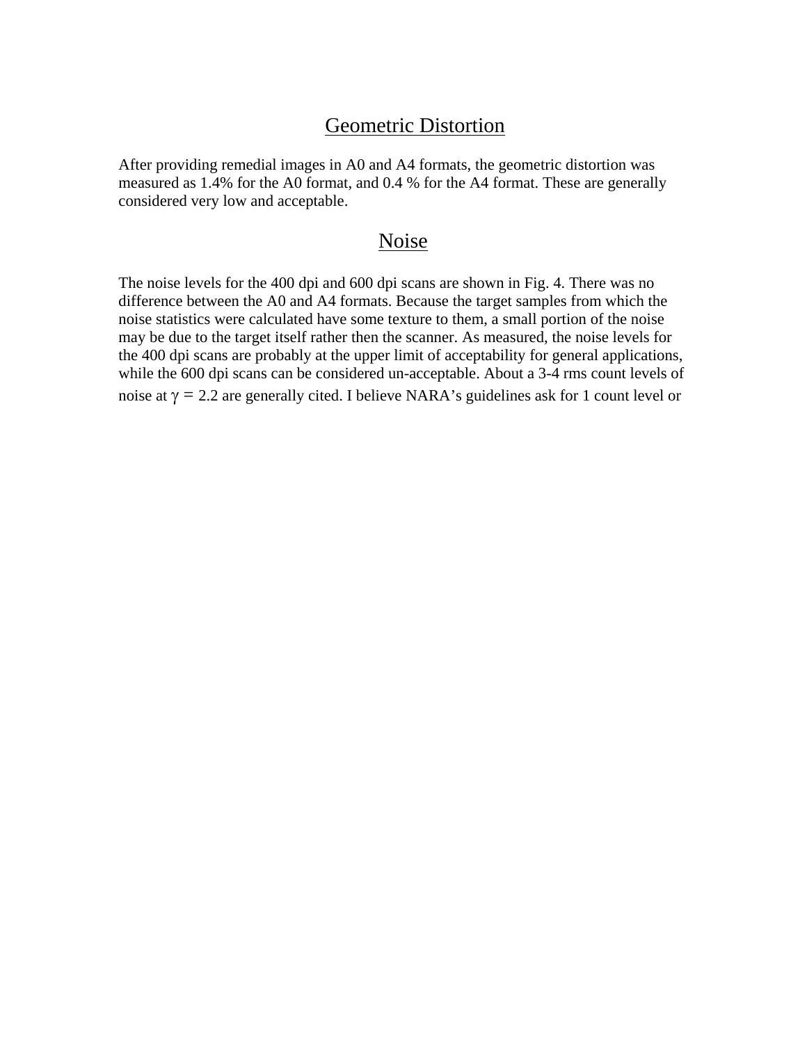## Geometric Distortion

After providing remedial images in A0 and A4 formats, the geometric distortion was measured as 1.4% for the A0 format, and 0.4 % for the A4 format. These are generally considered very low and acceptable.

## Noise

The noise levels for the 400 dpi and 600 dpi scans are shown in Fig. 4. There was no difference between the A0 and A4 formats. Because the target samples from which the noise statistics were calculated have some texture to them, a small portion of the noise may be due to the target itself rather then the scanner. As measured, the noise levels for the 400 dpi scans are probably at the upper limit of acceptability for general applications, while the 600 dpi scans can be considered un-acceptable. About a 3-4 rms count levels of noise at $\gamma = 2.2$ are generally cited. I believe NARA's guidelines ask for 1 count level or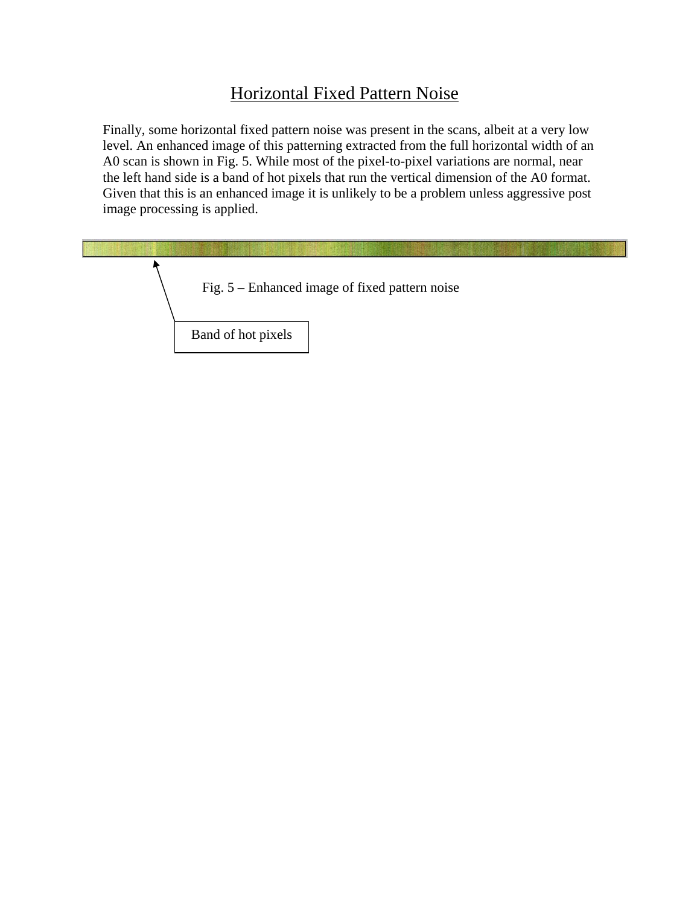# Horizontal Fixed Pattern Noise

Finally, some horizontal fixed pattern noise was present in the scans, albeit at a very low level. An enhanced image of this patterning extracted from the full horizontal width of an A0 scan is shown in Fig. 5. While most of the pixel-to-pixel variations are normal, near the left hand side is a band of hot pixels that run the vertical dimension of the A0 format. Given that this is an enhanced image it is unlikely to be a problem unless aggressive post image processing is applied.

Fig. 5 – Enhanced image of fixed pattern noise

Band of hot pixels